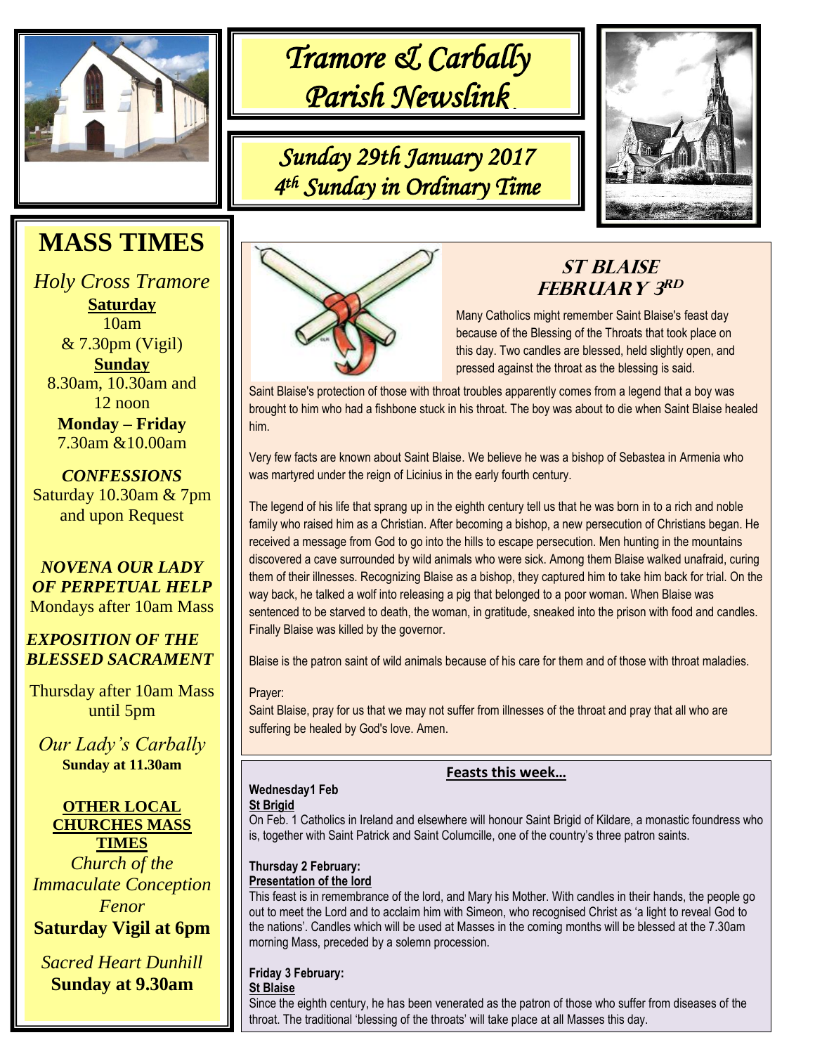# Tramore & Carbally Parish Newslink

## Sunday 29th January 2017
## 4th Sunday in Ordinary Time

## MASS TIMES

*Holy Cross Tramore*

**Saturday**
10am
& 7.30pm (Vigil)

**Sunday**
8.30am, 10.30am and 12 noon

**Monday – Friday**
7.30am &10.00am

***CONFESSIONS***
Saturday 10.30am & 7pm and upon Request

***NOVENA OUR LADY OF PERPETUAL HELP***
Mondays after 10am Mass

***EXPOSITION OF THE BLESSED SACRAMENT***
Thursday after 10am Mass until 5pm

*Our Lady's Carbally*
**Sunday at 11.30am**

**OTHER LOCAL CHURCHES MASS TIMES**

*Church of the Immaculate Conception Fenor*
**Saturday Vigil at 6pm**

*Sacred Heart Dunhill*
**Sunday at 9.30am**

## ST BLAISE FEBRUARY 3RD

Many Catholics might remember Saint Blaise's feast day because of the Blessing of the Throats that took place on this day. Two candles are blessed, held slightly open, and pressed against the throat as the blessing is said.

Saint Blaise's protection of those with throat troubles apparently comes from a legend that a boy was brought to him who had a fishbone stuck in his throat. The boy was about to die when Saint Blaise healed him.

Very few facts are known about Saint Blaise. We believe he was a bishop of Sebastea in Armenia who was martyred under the reign of Licinius in the early fourth century.

The legend of his life that sprang up in the eighth century tell us that he was born in to a rich and noble family who raised him as a Christian. After becoming a bishop, a new persecution of Christians began. He received a message from God to go into the hills to escape persecution. Men hunting in the mountains discovered a cave surrounded by wild animals who were sick. Among them Blaise walked unafraid, curing them of their illnesses. Recognizing Blaise as a bishop, they captured him to take him back for trial. On the way back, he talked a wolf into releasing a pig that belonged to a poor woman. When Blaise was sentenced to be starved to death, the woman, in gratitude, sneaked into the prison with food and candles. Finally Blaise was killed by the governor.

Blaise is the patron saint of wild animals because of his care for them and of those with throat maladies.

Prayer:
Saint Blaise, pray for us that we may not suffer from illnesses of the throat and pray that all who are suffering be healed by God's love. Amen.

## Feasts this week…

**Wednesday1 Feb**
**St Brigid**
On Feb. 1 Catholics in Ireland and elsewhere will honour Saint Brigid of Kildare, a monastic foundress who is, together with Saint Patrick and Saint Columcille, one of the country's three patron saints.

**Thursday 2 February:**
**Presentation of the lord**
This feast is in remembrance of the lord, and Mary his Mother. With candles in their hands, the people go out to meet the Lord and to acclaim him with Simeon, who recognised Christ as 'a light to reveal God to the nations'. Candles which will be used at Masses in the coming months will be blessed at the 7.30am morning Mass, preceded by a solemn procession.

**Friday 3 February:**
**St Blaise**
Since the eighth century, he has been venerated as the patron of those who suffer from diseases of the throat. The traditional 'blessing of the throats' will take place at all Masses this day.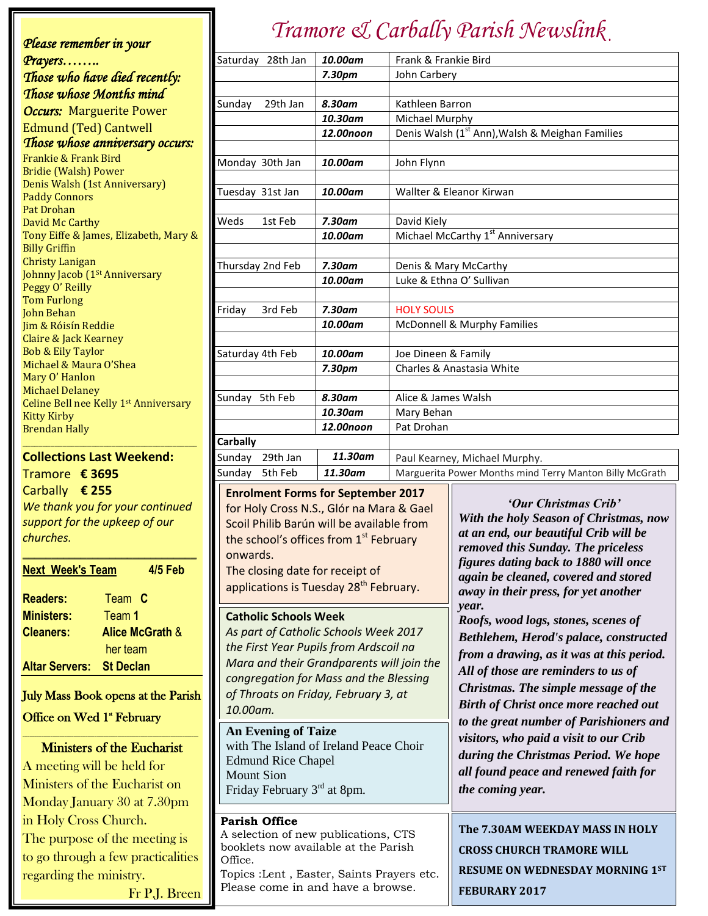# Tramore & Carbally Parish Newslink

| | | |
|---|---|---|
| Saturday 28th Jan | *10.00am* | Frank & Frankie Bird |
| | *7.30pm* | John Carbery |
| | | |
| Sunday 29th Jan | *8.30am* | Kathleen Barron |
| | *10.30am* | Michael Murphy |
| | *12.00noon* | Denis Walsh (1st Ann),Walsh & Meighan Families |
| | | |
| Monday 30th Jan | *10.00am* | John Flynn |
| | | |
| Tuesday 31st Jan | *10.00am* | Wallter & Eleanor Kirwan |
| | | |
| Weds 1st Feb | *7.30am* | David Kiely |
| | *10.00am* | Michael McCarthy 1st Anniversary |
| | | |
| Thursday 2nd Feb | *7.30am* | Denis & Mary McCarthy |
| | *10.00am* | Luke & Ethna O' Sullivan |
| | | |
| Friday 3rd Feb | *7.30am* | HOLY SOULS |
| | *10.00am* | McDonnell & Murphy Families |
| | | |
| Saturday 4th Feb | *10.00am* | Joe Dineen & Family |
| | *7.30pm* | Charles & Anastasia White |
| | | |
| Sunday 5th Feb | *8.30am* | Alice & James Walsh |
| | *10.30am* | Mary Behan |
| | *12.00noon* | Pat Drohan |
| **Carbally** | | |
| Sunday 29th Jan | *11.30am* | Paul Kearney, Michael Murphy. |
| Sunday 5th Feb | *11.30am* | Marguerita Power Months mind Terry Manton Billy McGrath |

*Please remember in your Prayers……..*
*Those who have died recently:*
*Those whose Months mind Occurs:* Marguerite Power
Edmund (Ted) Cantwell
*Those whose anniversary occurs:*
Frankie & Frank Bird
Bridie (Walsh) Power
Denis Walsh (1st Anniversary)
Paddy Connors
Pat Drohan
David Mc Carthy
Tony Eiffe & James, Elizabeth, Mary & Billy Griffin
Christy Lanigan
Johnny Jacob (1St Anniversary
Peggy O' Reilly
Tom Furlong
John Behan
Jim & Róisín Reddie
Claire & Jack Kearney
Bob & Eily Taylor
Michael & Maura O'Shea
Mary O' Hanlon
Michael Delaney
Celine Bell nee Kelly 1st Anniversary
Kitty Kirby
Brendan Hally

**Collections Last Weekend:**
Tramore **€ 3695**
Carbally **€ 255**
*We thank you for your continued support for the upkeep of our churches.*

**Next Week's Team 4/5 Feb**

**Readers:** Team **C**
**Ministers:** Team **1**
**Cleaners:** **Alice McGrath** & her team
**Altar Servers:** **St Declan**

July Mass Book opens at the Parish Office on Wed 1st February

## Ministers of the Eucharist

A meeting will be held for Ministers of the Eucharist on Monday January 30 at 7.30pm in Holy Cross Church.
The purpose of the meeting is to go through a few practicalities regarding the ministry.

Fr P.J. Breen

**Enrolment Forms for September 2017**
for Holy Cross N.S., Glór na Mara & Gael Scoil Philib Barún will be available from the school's offices from 1st February onwards.
The closing date for receipt of applications is Tuesday 28th February.

**Catholic Schools Week**
*As part of Catholic Schools Week 2017 the First Year Pupils from Ardscoil na Mara and their Grandparents will join the congregation for Mass and the Blessing of Throats on Friday, February 3, at 10.00am.*

**An Evening of Taize**
with The Island of Ireland Peace Choir
Edmund Rice Chapel
Mount Sion
Friday February 3rd at 8pm.

***'Our Christmas Crib'***
***With the holy Season of Christmas, now at an end, our beautiful Crib will be removed this Sunday. The priceless figures dating back to 1880 will once again be cleaned, covered and stored away in their press, for yet another year.***
***Roofs, wood logs, stones, scenes of Bethlehem, Herod's palace, constructed from a drawing, as it was at this period. All of those are reminders to us of Christmas. The simple message of the Birth of Christ once more reached out to the great number of Parishioners and visitors, who paid a visit to our Crib during the Christmas Period. We hope all found peace and renewed faith for the coming year.***

**Parish Office**
A selection of new publications, CTS booklets now available at the Parish Office.
Topics :Lent , Easter, Saints Prayers etc. Please come in and have a browse.

**THE 7.30AM WEEKDAY MASS IN HOLY CROSS CHURCH TRAMORE WILL RESUME ON WEDNESDAY MORNING 1ST FEBURARY 2017**